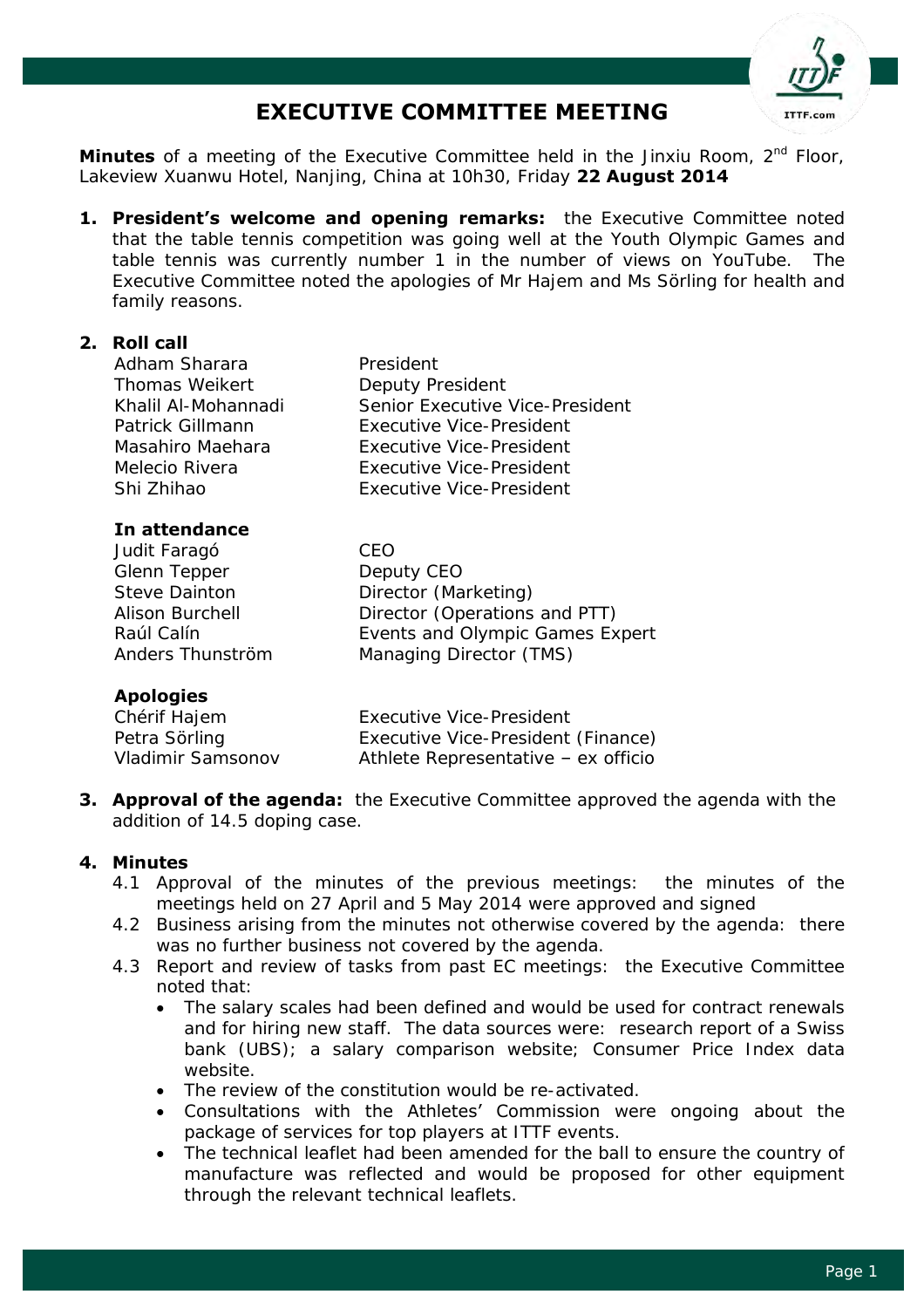# EXECUTIVE COMMITTEE MEETING

**Minutes** of a meeting of the Executive Committee held in the Jinxiu Room, 2nd Floor, Lakeview Xuanwu Hotel, Nanjing, China at 10h30, Friday **22 August 2014**

1. **President's welcome and opening remarks:** the Executive Committee noted that the table tennis competition was going well at the Youth Olympic Games and table tennis was currently number 1 in the number of views on YouTube. The Executive Committee noted the apologies of Mr Hajem and Ms Sörling for health and family reasons.

2. **Roll call**

| | |
|---|---|
| Adham Sharara | President |
| Thomas Weikert | Deputy President |
| Khalil Al-Mohannadi | Senior Executive Vice-President |
| Patrick Gillmann | Executive Vice-President |
| Masahiro Maehara | Executive Vice-President |
| Melecio Rivera | Executive Vice-President |
| Shi Zhihao | Executive Vice-President |

**In attendance**

| | |
|---|---|
| Judit Faragó | CEO |
| Glenn Tepper | Deputy CEO |
| Steve Dainton | Director (Marketing) |
| Alison Burchell | Director (Operations and PTT) |
| Raúl Calín | Events and Olympic Games Expert |
| Anders Thunström | Managing Director (TMS) |

**Apologies**

| | |
|---|---|
| Chérif Hajem | Executive Vice-President |
| Petra Sörling | Executive Vice-President (Finance) |
| Vladimir Samsonov | Athlete Representative – ex officio |

3. **Approval of the agenda:** the Executive Committee approved the agenda with the addition of 14.5 doping case.

4. **Minutes**
   - 4.1 Approval of the minutes of the previous meetings: the minutes of the meetings held on 27 April and 5 May 2014 were approved and signed
   - 4.2 Business arising from the minutes not otherwise covered by the agenda: there was no further business not covered by the agenda.
   - 4.3 Report and review of tasks from past EC meetings: the Executive Committee noted that:
     - The salary scales had been defined and would be used for contract renewals and for hiring new staff. The data sources were: research report of a Swiss bank (UBS); a salary comparison website; Consumer Price Index data website.
     - The review of the constitution would be re-activated.
     - Consultations with the Athletes' Commission were ongoing about the package of services for top players at ITTF events.
     - The technical leaflet had been amended for the ball to ensure the country of manufacture was reflected and would be proposed for other equipment through the relevant technical leaflets.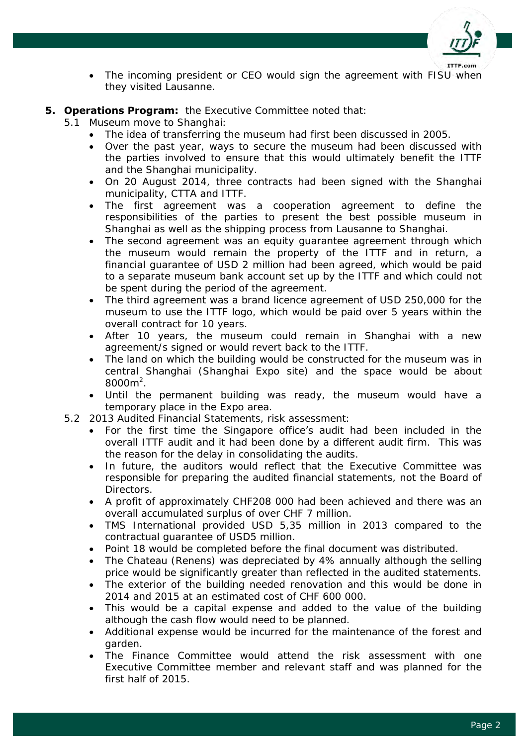- The incoming president or CEO would sign the agreement with FISU when they visited Lausanne.

5. **Operations Program:** the Executive Committee noted that:
   - 5.1 Museum move to Shanghai:
     - The idea of transferring the museum had first been discussed in 2005.
     - Over the past year, ways to secure the museum had been discussed with the parties involved to ensure that this would ultimately benefit the ITTF and the Shanghai municipality.
     - On 20 August 2014, three contracts had been signed with the Shanghai municipality, CTTA and ITTF.
     - The first agreement was a cooperation agreement to define the responsibilities of the parties to present the best possible museum in Shanghai as well as the shipping process from Lausanne to Shanghai.
     - The second agreement was an equity guarantee agreement through which the museum would remain the property of the ITTF and in return, a financial guarantee of USD 2 million had been agreed, which would be paid to a separate museum bank account set up by the ITTF and which could not be spent during the period of the agreement.
     - The third agreement was a brand licence agreement of USD 250,000 for the museum to use the ITTF logo, which would be paid over 5 years within the overall contract for 10 years.
     - After 10 years, the museum could remain in Shanghai with a new agreement/s signed or would revert back to the ITTF.
     - The land on which the building would be constructed for the museum was in central Shanghai (Shanghai Expo site) and the space would be about $8000m^2$.
     - Until the permanent building was ready, the museum would have a temporary place in the Expo area.
   - 5.2 2013 Audited Financial Statements, risk assessment:
     - For the first time the Singapore office's audit had been included in the overall ITTF audit and it had been done by a different audit firm. This was the reason for the delay in consolidating the audits.
     - In future, the auditors would reflect that the Executive Committee was responsible for preparing the audited financial statements, not the Board of Directors.
     - A profit of approximately CHF208 000 had been achieved and there was an overall accumulated surplus of over CHF 7 million.
     - TMS International provided USD 5,35 million in 2013 compared to the contractual guarantee of USD5 million.
     - Point 18 would be completed before the final document was distributed.
     - The Chateau (Renens) was depreciated by 4% annually although the selling price would be significantly greater than reflected in the audited statements.
     - The exterior of the building needed renovation and this would be done in 2014 and 2015 at an estimated cost of CHF 600 000.
     - This would be a capital expense and added to the value of the building although the cash flow would need to be planned.
     - Additional expense would be incurred for the maintenance of the forest and garden.
     - The Finance Committee would attend the risk assessment with one Executive Committee member and relevant staff and was planned for the first half of 2015.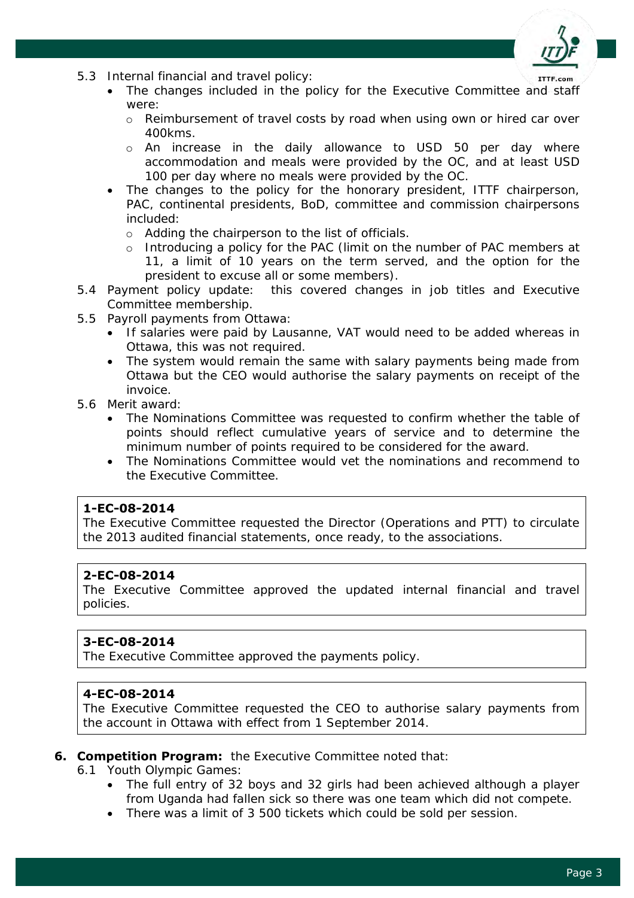5.3 Internal financial and travel policy:

- The changes included in the policy for the Executive Committee and staff were:
  - Reimbursement of travel costs by road when using own or hired car over 400kms.
  - An increase in the daily allowance to USD 50 per day where accommodation and meals were provided by the OC, and at least USD 100 per day where no meals were provided by the OC.
- The changes to the policy for the honorary president, ITTF chairperson, PAC, continental presidents, BoD, committee and commission chairpersons included:
  - Adding the chairperson to the list of officials.
  - Introducing a policy for the PAC (limit on the number of PAC members at 11, a limit of 10 years on the term served, and the option for the president to excuse all or some members).

5.4 Payment policy update: this covered changes in job titles and Executive Committee membership.

5.5 Payroll payments from Ottawa:

- If salaries were paid by Lausanne, VAT would need to be added whereas in Ottawa, this was not required.
- The system would remain the same with salary payments being made from Ottawa but the CEO would authorise the salary payments on receipt of the invoice.

5.6 Merit award:

- The Nominations Committee was requested to confirm whether the table of points should reflect cumulative years of service and to determine the minimum number of points required to be considered for the award.
- The Nominations Committee would vet the nominations and recommend to the Executive Committee.

**1-EC-08-2014**
The Executive Committee requested the Director (Operations and PTT) to circulate the 2013 audited financial statements, once ready, to the associations.

**2-EC-08-2014**
The Executive Committee approved the updated internal financial and travel policies.

**3-EC-08-2014**
The Executive Committee approved the payments policy.

**4-EC-08-2014**
The Executive Committee requested the CEO to authorise salary payments from the account in Ottawa with effect from 1 September 2014.

**6. Competition Program:** the Executive Committee noted that:

6.1 Youth Olympic Games:

- The full entry of 32 boys and 32 girls had been achieved although a player from Uganda had fallen sick so there was one team which did not compete.
- There was a limit of 3 500 tickets which could be sold per session.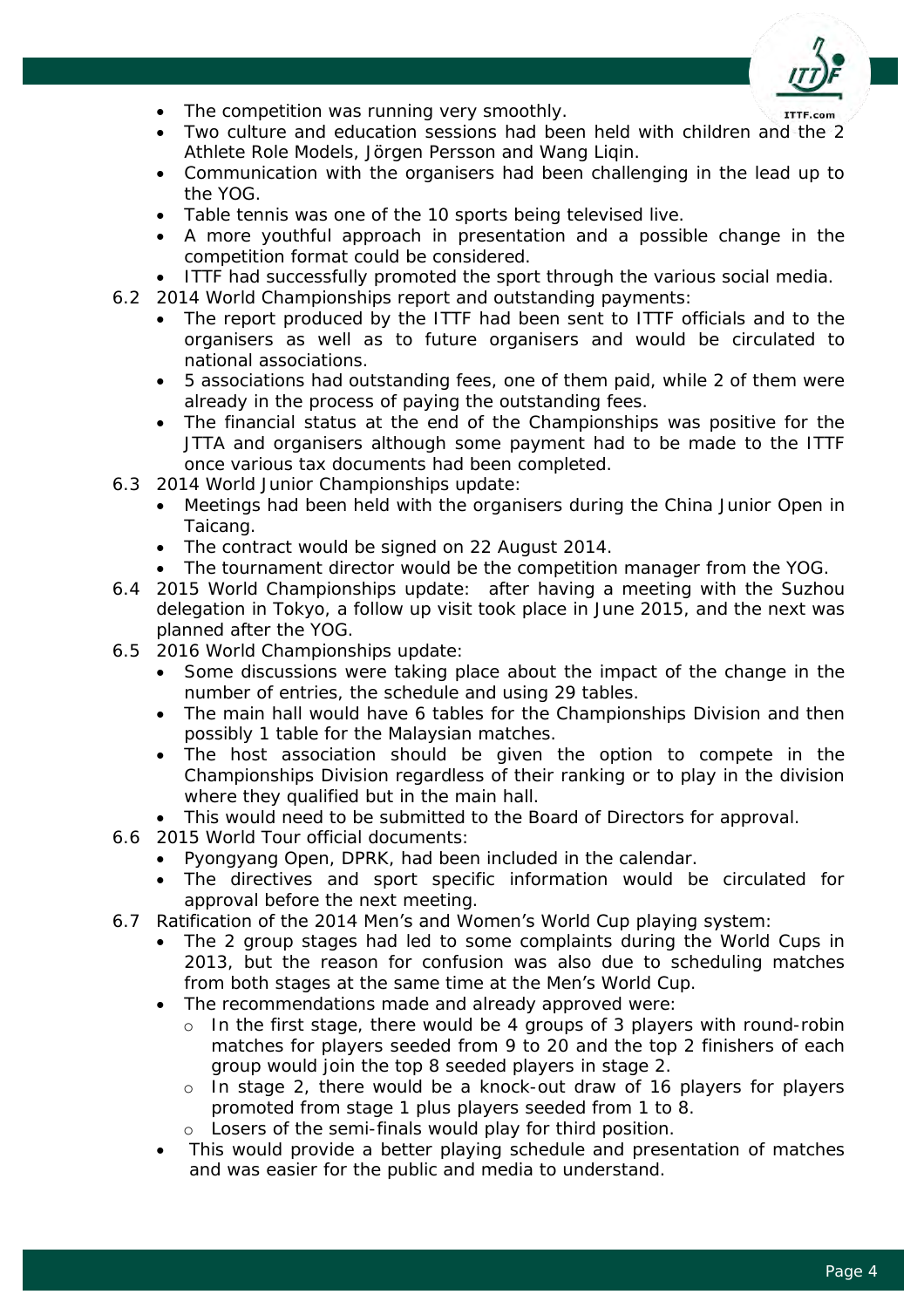- The competition was running very smoothly.
- Two culture and education sessions had been held with children and the 2 Athlete Role Models, Jörgen Persson and Wang Liqin.
- Communication with the organisers had been challenging in the lead up to the YOG.
- Table tennis was one of the 10 sports being televised live.
- A more youthful approach in presentation and a possible change in the competition format could be considered.
- ITTF had successfully promoted the sport through the various social media.

6.2 2014 World Championships report and outstanding payments:
- The report produced by the ITTF had been sent to ITTF officials and to the organisers as well as to future organisers and would be circulated to national associations.
- 5 associations had outstanding fees, one of them paid, while 2 of them were already in the process of paying the outstanding fees.
- The financial status at the end of the Championships was positive for the JTTA and organisers although some payment had to be made to the ITTF once various tax documents had been completed.

6.3 2014 World Junior Championships update:
- Meetings had been held with the organisers during the China Junior Open in Taicang.
- The contract would be signed on 22 August 2014.
- The tournament director would be the competition manager from the YOG.

6.4 2015 World Championships update: after having a meeting with the Suzhou delegation in Tokyo, a follow up visit took place in June 2015, and the next was planned after the YOG.

6.5 2016 World Championships update:
- Some discussions were taking place about the impact of the change in the number of entries, the schedule and using 29 tables.
- The main hall would have 6 tables for the Championships Division and then possibly 1 table for the Malaysian matches.
- The host association should be given the option to compete in the Championships Division regardless of their ranking or to play in the division where they qualified but in the main hall.
- This would need to be submitted to the Board of Directors for approval.

6.6 2015 World Tour official documents:
- Pyongyang Open, DPRK, had been included in the calendar.
- The directives and sport specific information would be circulated for approval before the next meeting.

6.7 Ratification of the 2014 Men's and Women's World Cup playing system:
- The 2 group stages had led to some complaints during the World Cups in 2013, but the reason for confusion was also due to scheduling matches from both stages at the same time at the Men's World Cup.
- The recommendations made and already approved were:
  - In the first stage, there would be 4 groups of 3 players with round-robin matches for players seeded from 9 to 20 and the top 2 finishers of each group would join the top 8 seeded players in stage 2.
  - In stage 2, there would be a knock-out draw of 16 players for players promoted from stage 1 plus players seeded from 1 to 8.
  - Losers of the semi-finals would play for third position.
- This would provide a better playing schedule and presentation of matches and was easier for the public and media to understand.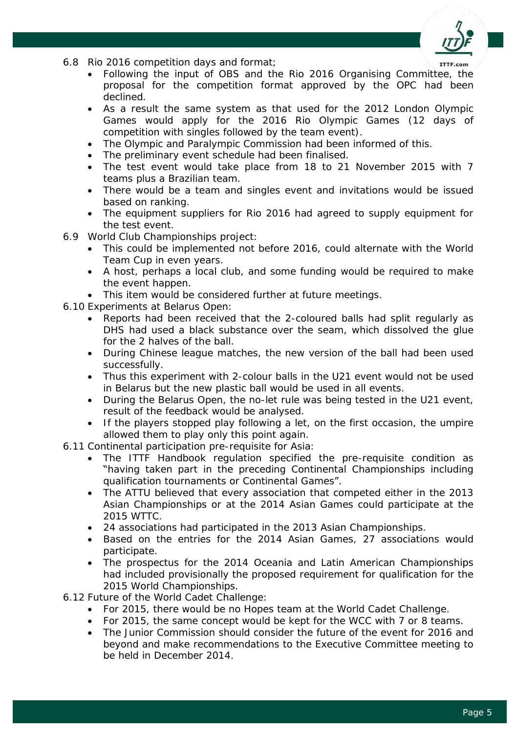6.8 Rio 2016 competition days and format;

- Following the input of OBS and the Rio 2016 Organising Committee, the proposal for the competition format approved by the OPC had been declined.
- As a result the same system as that used for the 2012 London Olympic Games would apply for the 2016 Rio Olympic Games (12 days of competition with singles followed by the team event).
- The Olympic and Paralympic Commission had been informed of this.
- The preliminary event schedule had been finalised.
- The test event would take place from 18 to 21 November 2015 with 7 teams plus a Brazilian team.
- There would be a team and singles event and invitations would be issued based on ranking.
- The equipment suppliers for Rio 2016 had agreed to supply equipment for the test event.

6.9 World Club Championships project:

- This could be implemented not before 2016, could alternate with the World Team Cup in even years.
- A host, perhaps a local club, and some funding would be required to make the event happen.
- This item would be considered further at future meetings.

6.10 Experiments at Belarus Open:

- Reports had been received that the 2-coloured balls had split regularly as DHS had used a black substance over the seam, which dissolved the glue for the 2 halves of the ball.
- During Chinese league matches, the new version of the ball had been used successfully.
- Thus this experiment with 2-colour balls in the U21 event would not be used in Belarus but the new plastic ball would be used in all events.
- During the Belarus Open, the no-let rule was being tested in the U21 event, result of the feedback would be analysed.
- If the players stopped play following a let, on the first occasion, the umpire allowed them to play only this point again.

6.11 Continental participation pre-requisite for Asia:

- The ITTF Handbook regulation specified the pre-requisite condition as "having taken part in the preceding Continental Championships including qualification tournaments or Continental Games".
- The ATTU believed that every association that competed either in the 2013 Asian Championships or at the 2014 Asian Games could participate at the 2015 WTTC.
- 24 associations had participated in the 2013 Asian Championships.
- Based on the entries for the 2014 Asian Games, 27 associations would participate.
- The prospectus for the 2014 Oceania and Latin American Championships had included provisionally the proposed requirement for qualification for the 2015 World Championships.

6.12 Future of the World Cadet Challenge:

- For 2015, there would be no Hopes team at the World Cadet Challenge.
- For 2015, the same concept would be kept for the WCC with 7 or 8 teams.
- The Junior Commission should consider the future of the event for 2016 and beyond and make recommendations to the Executive Committee meeting to be held in December 2014.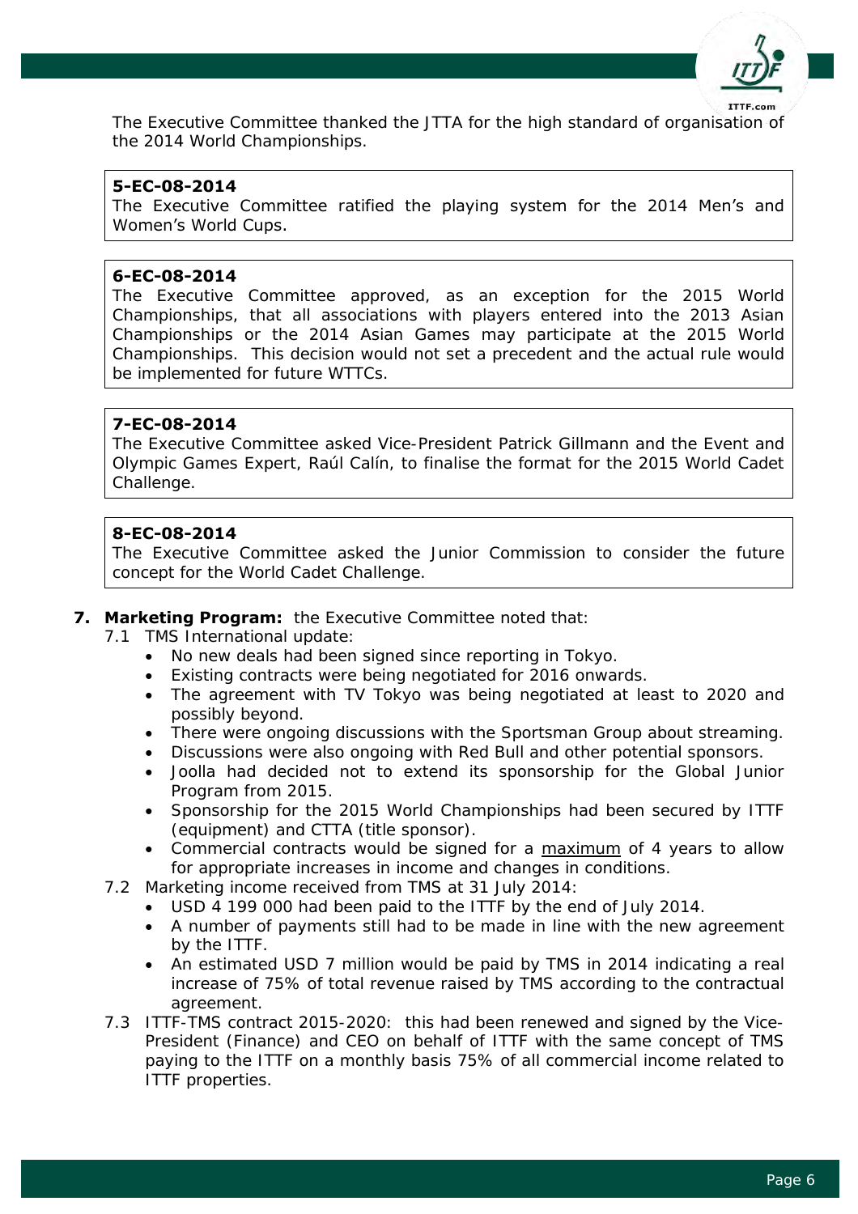The Executive Committee thanked the JTTA for the high standard of organisation of the 2014 World Championships.

> **5-EC-08-2014**
> The Executive Committee ratified the playing system for the 2014 Men's and Women's World Cups.

> **6-EC-08-2014**
> The Executive Committee approved, as an exception for the 2015 World Championships, that all associations with players entered into the 2013 Asian Championships or the 2014 Asian Games may participate at the 2015 World Championships. This decision would not set a precedent and the actual rule would be implemented for future WTTCs.

> **7-EC-08-2014**
> The Executive Committee asked Vice-President Patrick Gillmann and the Event and Olympic Games Expert, Raúl Calín, to finalise the format for the 2015 World Cadet Challenge.

> **8-EC-08-2014**
> The Executive Committee asked the Junior Commission to consider the future concept for the World Cadet Challenge.

**7. Marketing Program:** the Executive Committee noted that:

7.1 TMS International update:
- No new deals had been signed since reporting in Tokyo.
- Existing contracts were being negotiated for 2016 onwards.
- The agreement with TV Tokyo was being negotiated at least to 2020 and possibly beyond.
- There were ongoing discussions with the Sportsman Group about streaming.
- Discussions were also ongoing with Red Bull and other potential sponsors.
- Joolla had decided not to extend its sponsorship for the Global Junior Program from 2015.
- Sponsorship for the 2015 World Championships had been secured by ITTF (equipment) and CTTA (title sponsor).
- Commercial contracts would be signed for a <u>maximum</u> of 4 years to allow for appropriate increases in income and changes in conditions.

7.2 Marketing income received from TMS at 31 July 2014:
- USD 4 199 000 had been paid to the ITTF by the end of July 2014.
- A number of payments still had to be made in line with the new agreement by the ITTF.
- An estimated USD 7 million would be paid by TMS in 2014 indicating a real increase of 75% of total revenue raised by TMS according to the contractual agreement.

7.3 ITTF-TMS contract 2015-2020: this had been renewed and signed by the Vice-President (Finance) and CEO on behalf of ITTF with the same concept of TMS paying to the ITTF on a monthly basis 75% of all commercial income related to ITTF properties.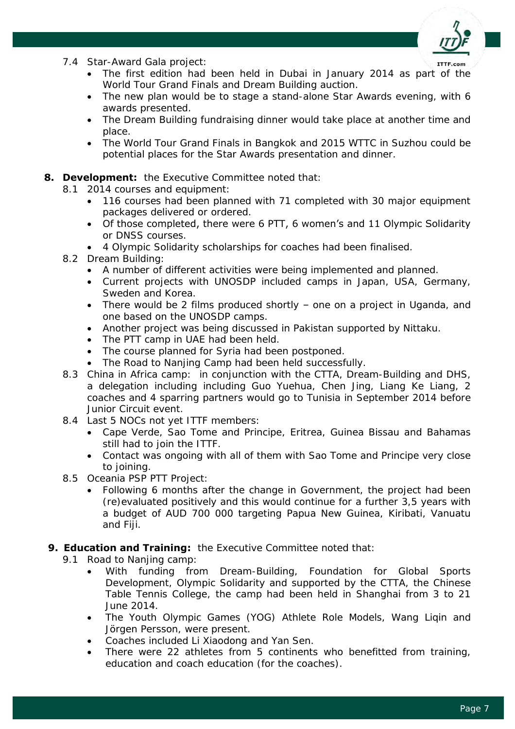7.4 Star-Award Gala project:

- The first edition had been held in Dubai in January 2014 as part of the World Tour Grand Finals and Dream Building auction.
- The new plan would be to stage a stand-alone Star Awards evening, with 6 awards presented.
- The Dream Building fundraising dinner would take place at another time and place.
- The World Tour Grand Finals in Bangkok and 2015 WTTC in Suzhou could be potential places for the Star Awards presentation and dinner.

**8. Development:** the Executive Committee noted that:

8.1 2014 courses and equipment:

- 116 courses had been planned with 71 completed with 30 major equipment packages delivered or ordered.
- Of those completed, there were 6 PTT, 6 women's and 11 Olympic Solidarity or DNSS courses.
- 4 Olympic Solidarity scholarships for coaches had been finalised.

8.2 Dream Building:

- A number of different activities were being implemented and planned.
- Current projects with UNOSDP included camps in Japan, USA, Germany, Sweden and Korea.
- There would be 2 films produced shortly – one on a project in Uganda, and one based on the UNOSDP camps.
- Another project was being discussed in Pakistan supported by Nittaku.
- The PTT camp in UAE had been held.
- The course planned for Syria had been postponed.
- The Road to Nanjing Camp had been held successfully.

8.3 China in Africa camp: in conjunction with the CTTA, Dream-Building and DHS, a delegation including including Guo Yuehua, Chen Jing, Liang Ke Liang, 2 coaches and 4 sparring partners would go to Tunisia in September 2014 before Junior Circuit event.

8.4 Last 5 NOCs not yet ITTF members:

- Cape Verde, Sao Tome and Principe, Eritrea, Guinea Bissau and Bahamas still had to join the ITTF.
- Contact was ongoing with all of them with Sao Tome and Principe very close to joining.

8.5 Oceania PSP PTT Project:

- Following 6 months after the change in Government, the project had been (re)evaluated positively and this would continue for a further 3,5 years with a budget of AUD 700 000 targeting Papua New Guinea, Kiribati, Vanuatu and Fiji.

**9. Education and Training:** the Executive Committee noted that:

9.1 Road to Nanjing camp:

- With funding from Dream-Building, Foundation for Global Sports Development, Olympic Solidarity and supported by the CTTA, the Chinese Table Tennis College, the camp had been held in Shanghai from 3 to 21 June 2014.
- The Youth Olympic Games (YOG) Athlete Role Models, Wang Liqin and Jörgen Persson, were present.
- Coaches included Li Xiaodong and Yan Sen.
- There were 22 athletes from 5 continents who benefitted from training, education and coach education (for the coaches).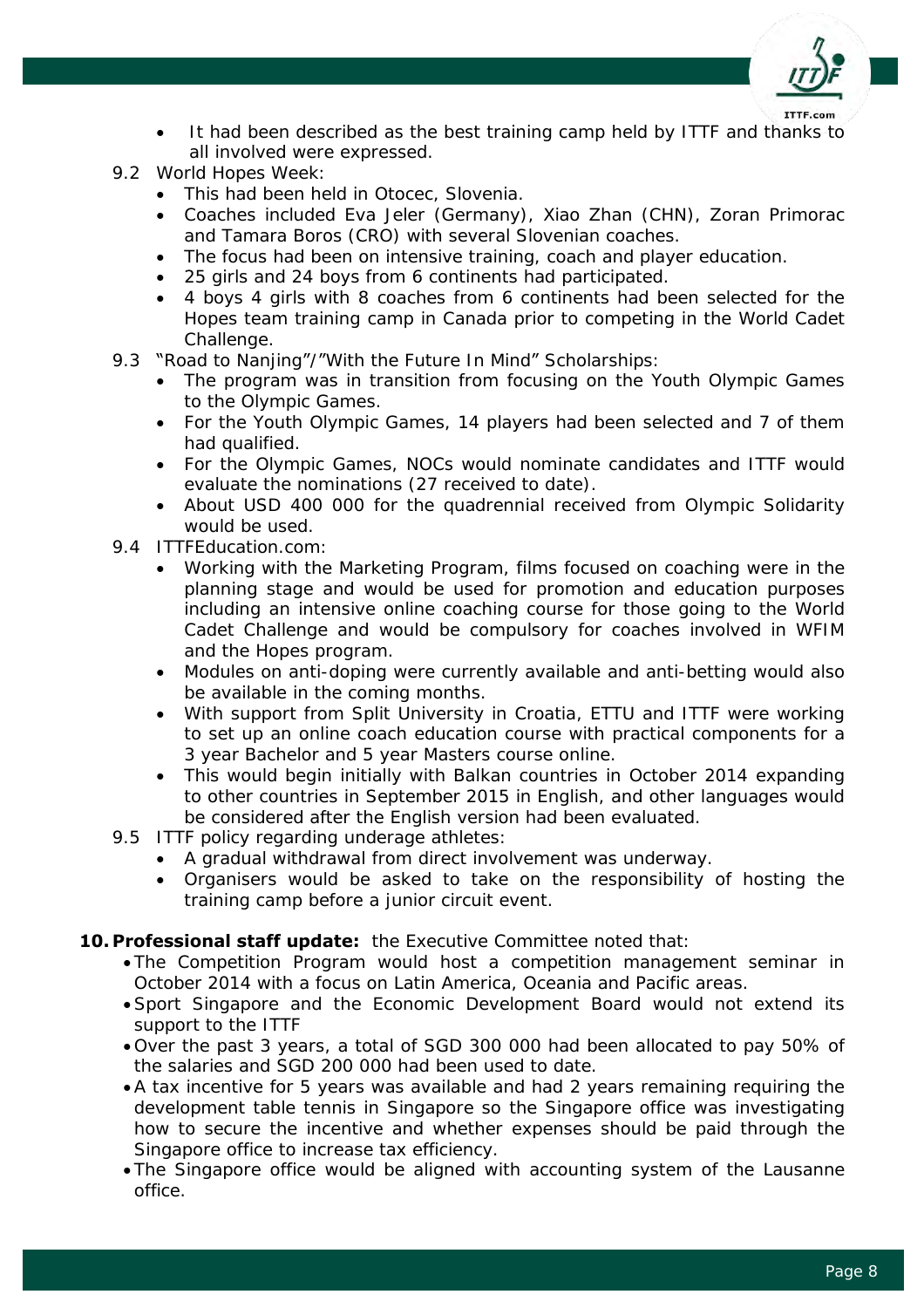- It had been described as the best training camp held by ITTF and thanks to all involved were expressed.

9.2 World Hopes Week:
- This had been held in Otocec, Slovenia.
- Coaches included Eva Jeler (Germany), Xiao Zhan (CHN), Zoran Primorac and Tamara Boros (CRO) with several Slovenian coaches.
- The focus had been on intensive training, coach and player education.
- 25 girls and 24 boys from 6 continents had participated.
- 4 boys 4 girls with 8 coaches from 6 continents had been selected for the Hopes team training camp in Canada prior to competing in the World Cadet Challenge.

9.3 "Road to Nanjing"/"With the Future In Mind" Scholarships:
- The program was in transition from focusing on the Youth Olympic Games to the Olympic Games.
- For the Youth Olympic Games, 14 players had been selected and 7 of them had qualified.
- For the Olympic Games, NOCs would nominate candidates and ITTF would evaluate the nominations (27 received to date).
- About USD 400 000 for the quadrennial received from Olympic Solidarity would be used.

9.4 ITTFEducation.com:
- Working with the Marketing Program, films focused on coaching were in the planning stage and would be used for promotion and education purposes including an intensive online coaching course for those going to the World Cadet Challenge and would be compulsory for coaches involved in WFIM and the Hopes program.
- Modules on anti-doping were currently available and anti-betting would also be available in the coming months.
- With support from Split University in Croatia, ETTU and ITTF were working to set up an online coach education course with practical components for a 3 year Bachelor and 5 year Masters course online.
- This would begin initially with Balkan countries in October 2014 expanding to other countries in September 2015 in English, and other languages would be considered after the English version had been evaluated.

9.5 ITTF policy regarding underage athletes:
- A gradual withdrawal from direct involvement was underway.
- Organisers would be asked to take on the responsibility of hosting the training camp before a junior circuit event.

**10. Professional staff update:** the Executive Committee noted that:
- The Competition Program would host a competition management seminar in October 2014 with a focus on Latin America, Oceania and Pacific areas.
- Sport Singapore and the Economic Development Board would not extend its support to the ITTF
- Over the past 3 years, a total of SGD 300 000 had been allocated to pay 50% of the salaries and SGD 200 000 had been used to date.
- A tax incentive for 5 years was available and had 2 years remaining requiring the development table tennis in Singapore so the Singapore office was investigating how to secure the incentive and whether expenses should be paid through the Singapore office to increase tax efficiency.
- The Singapore office would be aligned with accounting system of the Lausanne office.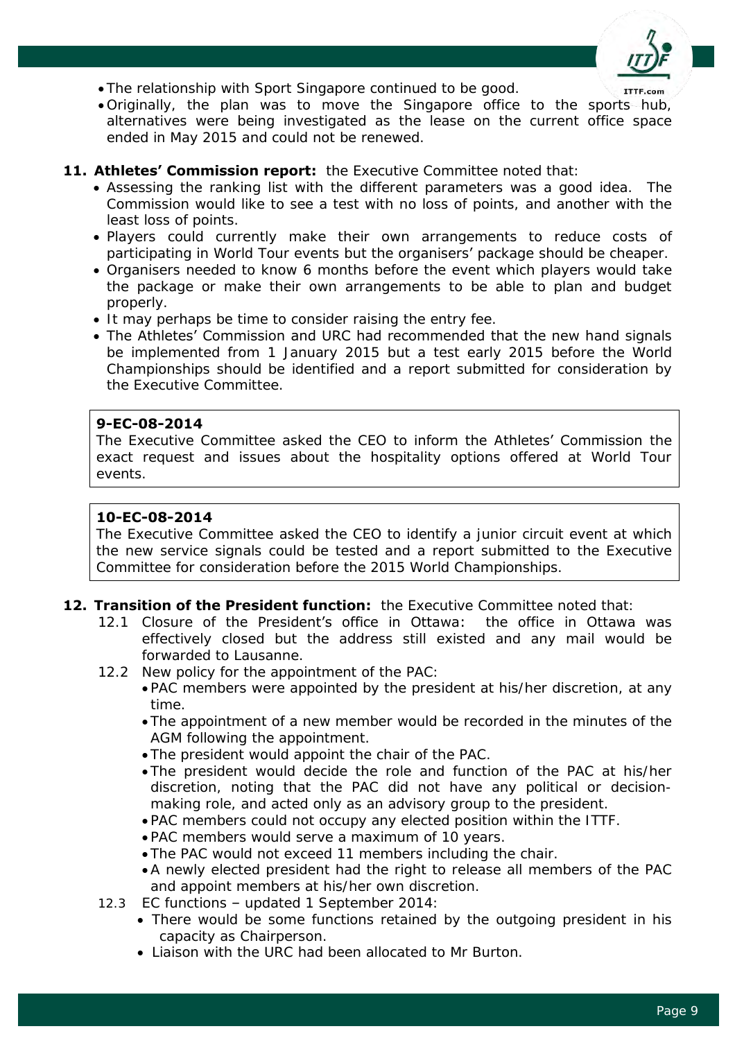- The relationship with Sport Singapore continued to be good.
- Originally, the plan was to move the Singapore office to the sports hub, alternatives were being investigated as the lease on the current office space ended in May 2015 and could not be renewed.

**11. Athletes' Commission report:** the Executive Committee noted that:

- Assessing the ranking list with the different parameters was a good idea. The Commission would like to see a test with no loss of points, and another with the least loss of points.
- Players could currently make their own arrangements to reduce costs of participating in World Tour events but the organisers' package should be cheaper.
- Organisers needed to know 6 months before the event which players would take the package or make their own arrangements to be able to plan and budget properly.
- It may perhaps be time to consider raising the entry fee.
- The Athletes' Commission and URC had recommended that the new hand signals be implemented from 1 January 2015 but a test early 2015 before the World Championships should be identified and a report submitted for consideration by the Executive Committee.

> **9-EC-08-2014**
> The Executive Committee asked the CEO to inform the Athletes' Commission the exact request and issues about the hospitality options offered at World Tour events.

> **10-EC-08-2014**
> The Executive Committee asked the CEO to identify a junior circuit event at which the new service signals could be tested and a report submitted to the Executive Committee for consideration before the 2015 World Championships.

**12. Transition of the President function:** the Executive Committee noted that:

12.1 Closure of the President's office in Ottawa: the office in Ottawa was effectively closed but the address still existed and any mail would be forwarded to Lausanne.

12.2 New policy for the appointment of the PAC:

- PAC members were appointed by the president at his/her discretion, at any time.
- The appointment of a new member would be recorded in the minutes of the AGM following the appointment.
- The president would appoint the chair of the PAC.
- The president would decide the role and function of the PAC at his/her discretion, noting that the PAC did not have any political or decision-making role, and acted only as an advisory group to the president.
- PAC members could not occupy any elected position within the ITTF.
- PAC members would serve a maximum of 10 years.
- The PAC would not exceed 11 members including the chair.
- A newly elected president had the right to release all members of the PAC and appoint members at his/her own discretion.

12.3 EC functions – updated 1 September 2014:

- There would be some functions retained by the outgoing president in his capacity as Chairperson.
- Liaison with the URC had been allocated to Mr Burton.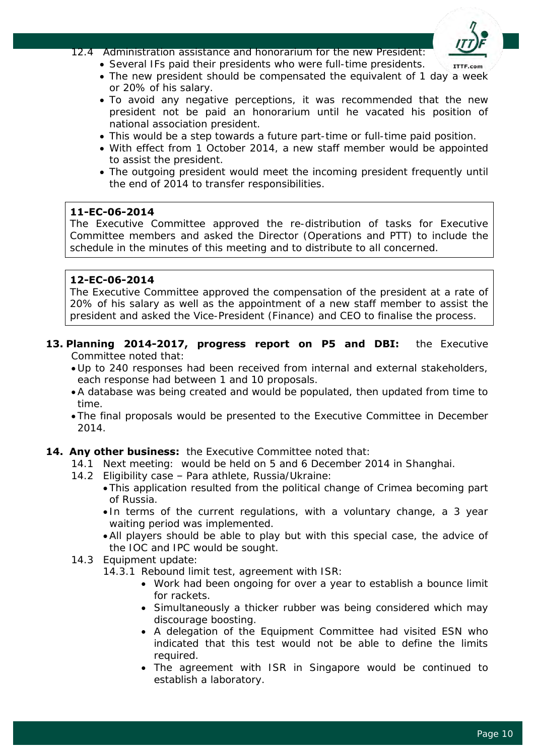12.4 Administration assistance and honorarium for the new President:

- Several IFs paid their presidents who were full-time presidents.
- The new president should be compensated the equivalent of 1 day a week or 20% of his salary.
- To avoid any negative perceptions, it was recommended that the new president not be paid an honorarium until he vacated his position of national association president.
- This would be a step towards a future part-time or full-time paid position.
- With effect from 1 October 2014, a new staff member would be appointed to assist the president.
- The outgoing president would meet the incoming president frequently until the end of 2014 to transfer responsibilities.

> **11-EC-06-2014**
> The Executive Committee approved the re-distribution of tasks for Executive Committee members and asked the Director (Operations and PTT) to include the schedule in the minutes of this meeting and to distribute to all concerned.

> **12-EC-06-2014**
> The Executive Committee approved the compensation of the president at a rate of 20% of his salary as well as the appointment of a new staff member to assist the president and asked the Vice-President (Finance) and CEO to finalise the process.

**13. Planning 2014-2017, progress report on P5 and DBI:** the Executive Committee noted that:

- Up to 240 responses had been received from internal and external stakeholders, each response had between 1 and 10 proposals.
- A database was being created and would be populated, then updated from time to time.
- The final proposals would be presented to the Executive Committee in December 2014.

**14. Any other business:** the Executive Committee noted that:

14.1 Next meeting: would be held on 5 and 6 December 2014 in Shanghai.

14.2 Eligibility case – Para athlete, Russia/Ukraine:

- This application resulted from the political change of Crimea becoming part of Russia.
- In terms of the current regulations, with a voluntary change, a 3 year waiting period was implemented.
- All players should be able to play but with this special case, the advice of the IOC and IPC would be sought.

14.3 Equipment update:

14.3.1 Rebound limit test, agreement with ISR:

- Work had been ongoing for over a year to establish a bounce limit for rackets.
- Simultaneously a thicker rubber was being considered which may discourage boosting.
- A delegation of the Equipment Committee had visited ESN who indicated that this test would not be able to define the limits required.
- The agreement with ISR in Singapore would be continued to establish a laboratory.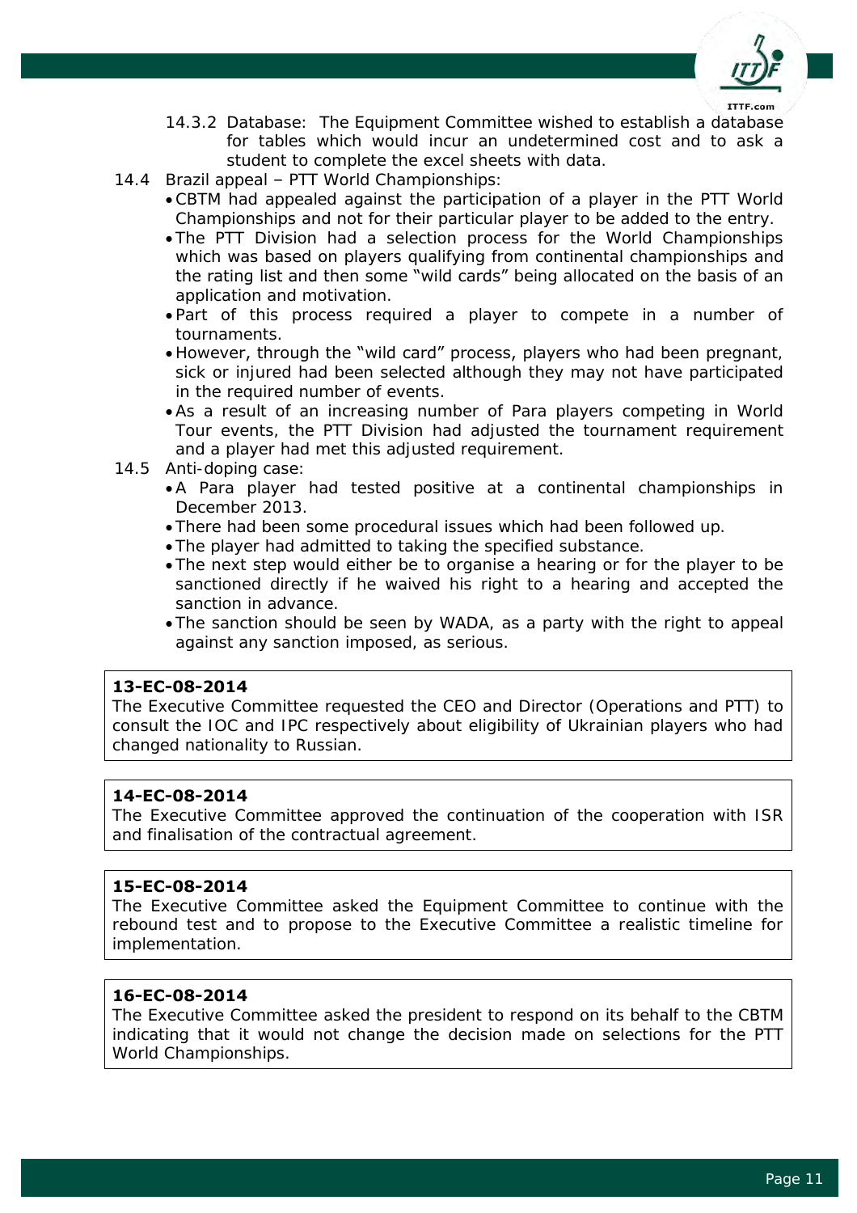14.3.2 Database: The Equipment Committee wished to establish a database for tables which would incur an undetermined cost and to ask a student to complete the excel sheets with data.

14.4 Brazil appeal – PTT World Championships:

- CBTM had appealed against the participation of a player in the PTT World Championships and not for their particular player to be added to the entry.
- The PTT Division had a selection process for the World Championships which was based on players qualifying from continental championships and the rating list and then some "wild cards" being allocated on the basis of an application and motivation.
- Part of this process required a player to compete in a number of tournaments.
- However, through the "wild card" process, players who had been pregnant, sick or injured had been selected although they may not have participated in the required number of events.
- As a result of an increasing number of Para players competing in World Tour events, the PTT Division had adjusted the tournament requirement and a player had met this adjusted requirement.

14.5 Anti-doping case:

- A Para player had tested positive at a continental championships in December 2013.
- There had been some procedural issues which had been followed up.
- The player had admitted to taking the specified substance.
- The next step would either be to organise a hearing or for the player to be sanctioned directly if he waived his right to a hearing and accepted the sanction in advance.
- The sanction should be seen by WADA, as a party with the right to appeal against any sanction imposed, as serious.

**13-EC-08-2014**
The Executive Committee requested the CEO and Director (Operations and PTT) to consult the IOC and IPC respectively about eligibility of Ukrainian players who had changed nationality to Russian.

**14-EC-08-2014**
The Executive Committee approved the continuation of the cooperation with ISR and finalisation of the contractual agreement.

**15-EC-08-2014**
The Executive Committee asked the Equipment Committee to continue with the rebound test and to propose to the Executive Committee a realistic timeline for implementation.

**16-EC-08-2014**
The Executive Committee asked the president to respond on its behalf to the CBTM indicating that it would not change the decision made on selections for the PTT World Championships.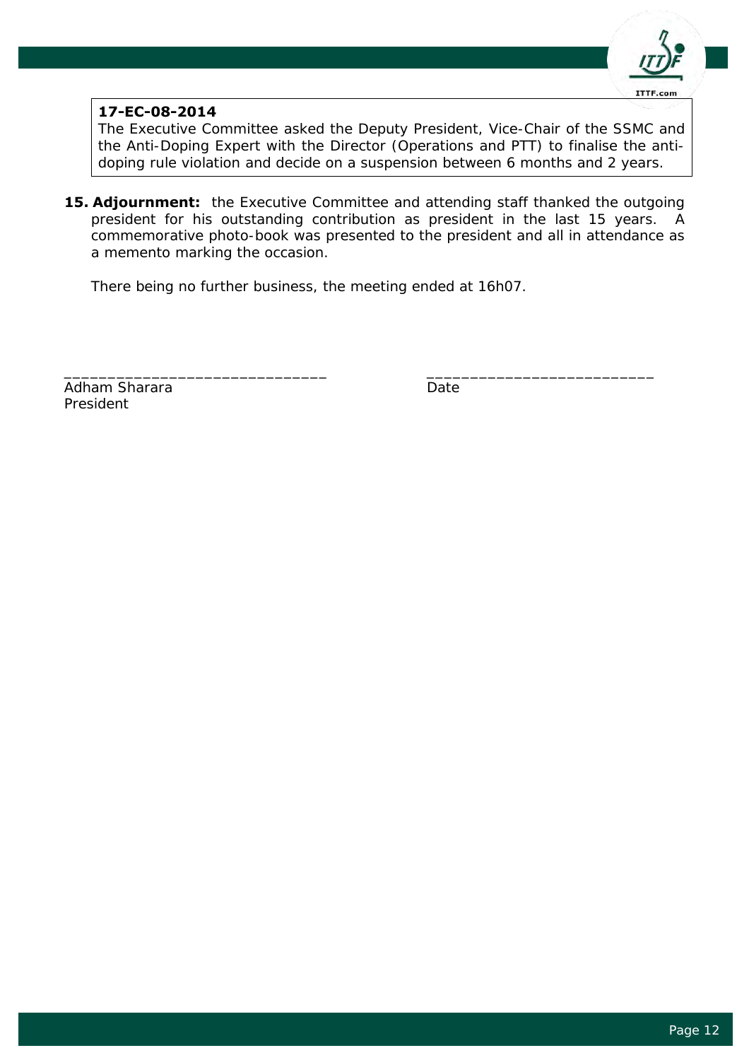**17-EC-08-2014**
The Executive Committee asked the Deputy President, Vice-Chair of the SSMC and the Anti-Doping Expert with the Director (Operations and PTT) to finalise the anti-doping rule violation and decide on a suspension between 6 months and 2 years.

**15. Adjournment:** the Executive Committee and attending staff thanked the outgoing president for his outstanding contribution as president in the last 15 years. A commemorative photo-book was presented to the president and all in attendance as a memento marking the occasion.

There being no further business, the meeting ended at 16h07.

______________________________ &nbsp;&nbsp;&nbsp;&nbsp;&nbsp;&nbsp;&nbsp;&nbsp;&nbsp;&nbsp; _________________________

Adham Sharara &nbsp;&nbsp;&nbsp;&nbsp;&nbsp;&nbsp;&nbsp;&nbsp;&nbsp;&nbsp;&nbsp;&nbsp;&nbsp;&nbsp;&nbsp;&nbsp;&nbsp;&nbsp;&nbsp;&nbsp;&nbsp;&nbsp;&nbsp;&nbsp;&nbsp;&nbsp; Date
President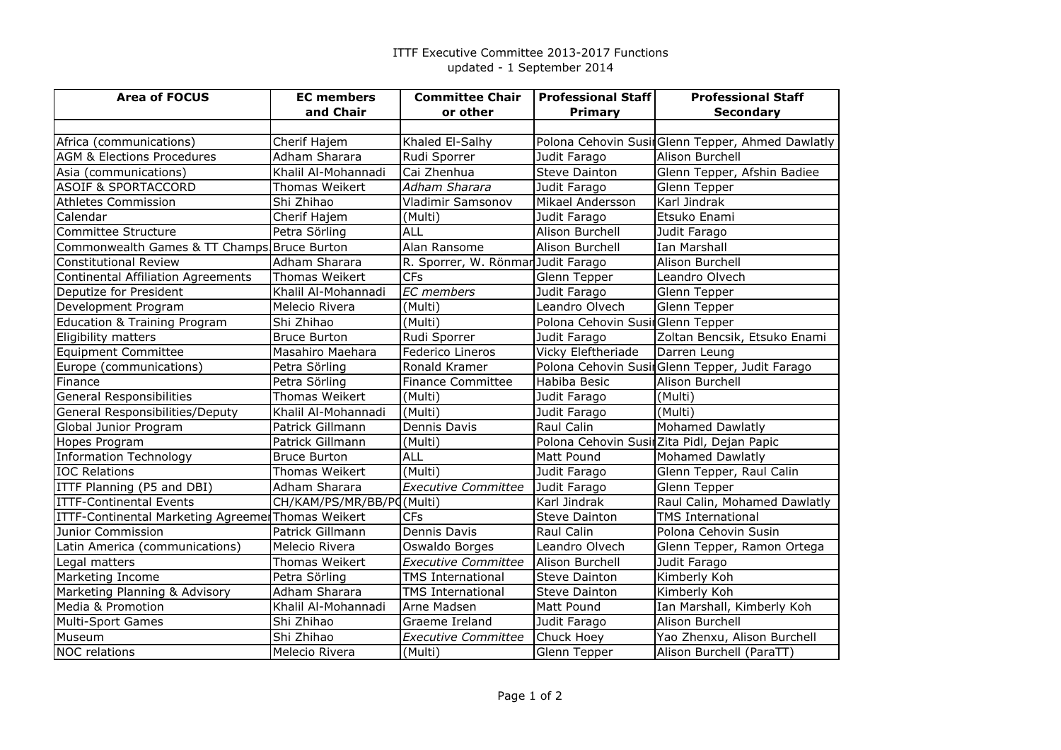ITTF Executive Committee 2013-2017 Functions
updated - 1 September 2014

| Area of FOCUS | EC members and Chair | Committee Chair or other | Professional Staff Primary | Professional Staff Secondary |
|---|---|---|---|---|
| Africa (communications) | Cherif Hajem | Khaled El-Salhy | Polona Cehovin Susin | Glenn Tepper, Ahmed Dawlatly |
| AGM & Elections Procedures | Adham Sharara | Rudi Sporrer | Judit Farago | Alison Burchell |
| Asia (communications) | Khalil Al-Mohannadi | Cai Zhenhua | Steve Dainton | Glenn Tepper, Afshin Badiee |
| ASOIF & SPORTACCORD | Thomas Weikert | *Adham Sharara* | Judit Farago | Glenn Tepper |
| Athletes Commission | Shi Zhihao | Vladimir Samsonov | Mikael Andersson | Karl Jindrak |
| Calendar | Cherif Hajem | (Multi) | Judit Farago | Etsuko Enami |
| Committee Structure | Petra Sörling | ALL | Alison Burchell | Judit Farago |
| Commonwealth Games & TT Champs | Bruce Burton | Alan Ransome | Alison Burchell | Ian Marshall |
| Constitutional Review | Adham Sharara | R. Sporrer, W. Rönmark | Judit Farago | Alison Burchell |
| Continental Affiliation Agreements | Thomas Weikert | CFs | Glenn Tepper | Leandro Olvech |
| Deputize for President | Khalil Al-Mohannadi | *EC members* | Judit Farago | Glenn Tepper |
| Development Program | Melecio Rivera | (Multi) | Leandro Olvech | Glenn Tepper |
| Education & Training Program | Shi Zhihao | (Multi) | Polona Cehovin Susin | Glenn Tepper |
| Eligibility matters | Bruce Burton | Rudi Sporrer | Judit Farago | Zoltan Bencsik, Etsuko Enami |
| Equipment Committee | Masahiro Maehara | Federico Lineros | Vicky Eleftheriade | Darren Leung |
| Europe (communications) | Petra Sörling | Ronald Kramer | Polona Cehovin Susin | Glenn Tepper, Judit Farago |
| Finance | Petra Sörling | Finance Committee | Habiba Besic | Alison Burchell |
| General Responsibilities | Thomas Weikert | (Multi) | Judit Farago | (Multi) |
| General Responsibilities/Deputy | Khalil Al-Mohannadi | (Multi) | Judit Farago | (Multi) |
| Global Junior Program | Patrick Gillmann | Dennis Davis | Raul Calin | Mohamed Dawlatly |
| Hopes Program | Patrick Gillmann | (Multi) | Polona Cehovin Susin | Zita Pidl, Dejan Papic |
| Information Technology | Bruce Burton | ALL | Matt Pound | Mohamed Dawlatly |
| IOC Relations | Thomas Weikert | (Multi) | Judit Farago | Glenn Tepper, Raul Calin |
| ITTF Planning (P5 and DBI) | Adham Sharara | *Executive Committee* | Judit Farago | Glenn Tepper |
| ITTF-Continental Events | CH/KAM/PS/MR/BB/PG | (Multi) | Karl Jindrak | Raul Calin, Mohamed Dawlatly |
| ITTF-Continental Marketing Agreement | Thomas Weikert | CFs | Steve Dainton | TMS International |
| Junior Commission | Patrick Gillmann | Dennis Davis | Raul Calin | Polona Cehovin Susin |
| Latin America (communications) | Melecio Rivera | Oswaldo Borges | Leandro Olvech | Glenn Tepper, Ramon Ortega |
| Legal matters | Thomas Weikert | *Executive Committee* | Alison Burchell | Judit Farago |
| Marketing Income | Petra Sörling | TMS International | Steve Dainton | Kimberly Koh |
| Marketing Planning & Advisory | Adham Sharara | TMS International | Steve Dainton | Kimberly Koh |
| Media & Promotion | Khalil Al-Mohannadi | Arne Madsen | Matt Pound | Ian Marshall, Kimberly Koh |
| Multi-Sport Games | Shi Zhihao | Graeme Ireland | Judit Farago | Alison Burchell |
| Museum | Shi Zhihao | *Executive Committee* | Chuck Hoey | Yao Zhenxu, Alison Burchell |
| NOC relations | Melecio Rivera | (Multi) | Glenn Tepper | Alison Burchell (ParaTT) |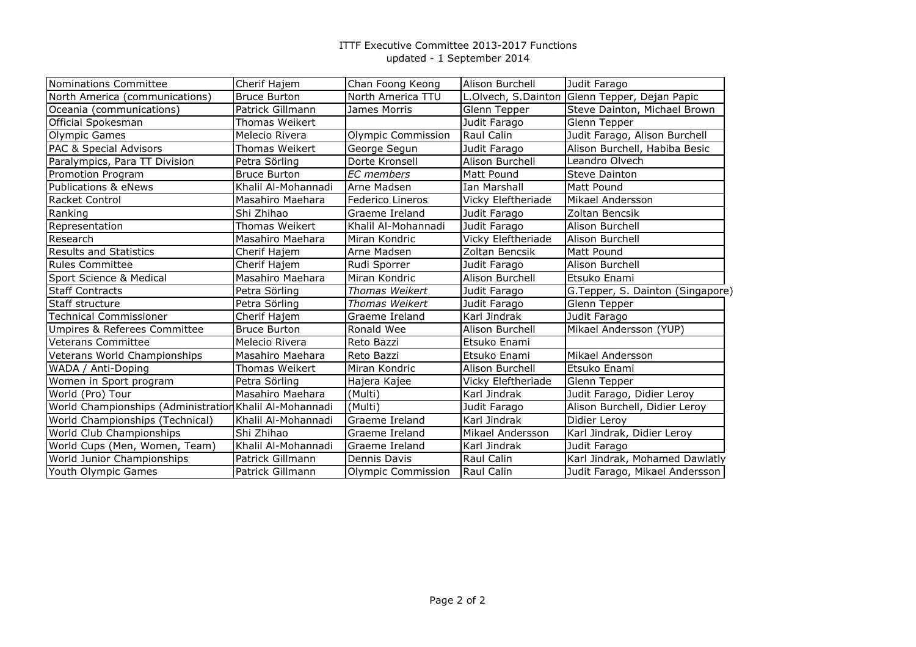ITTF Executive Committee 2013-2017 Functions
updated - 1 September 2014

| | | | | |
|---|---|---|---|---|
| Nominations Committee | Cherif Hajem | Chan Foong Keong | Alison Burchell | Judit Farago |
| North America (communications) | Bruce Burton | North America TTU | L.Olvech, S.Dainton | Glenn Tepper, Dejan Papic |
| Oceania (communications) | Patrick Gillmann | James Morris | Glenn Tepper | Steve Dainton, Michael Brown |
| Official Spokesman | Thomas Weikert | | Judit Farago | Glenn Tepper |
| Olympic Games | Melecio Rivera | Olympic Commission | Raul Calin | Judit Farago, Alison Burchell |
| PAC & Special Advisors | Thomas Weikert | George Segun | Judit Farago | Alison Burchell, Habiba Besic |
| Paralympics, Para TT Division | Petra Sörling | Dorte Kronsell | Alison Burchell | Leandro Olvech |
| Promotion Program | Bruce Burton | *EC members* | Matt Pound | Steve Dainton |
| Publications & eNews | Khalil Al-Mohannadi | Arne Madsen | Ian Marshall | Matt Pound |
| Racket Control | Masahiro Maehara | Federico Lineros | Vicky Eleftheriade | Mikael Andersson |
| Ranking | Shi Zhihao | Graeme Ireland | Judit Farago | Zoltan Bencsik |
| Representation | Thomas Weikert | Khalil Al-Mohannadi | Judit Farago | Alison Burchell |
| Research | Masahiro Maehara | Miran Kondric | Vicky Eleftheriade | Alison Burchell |
| Results and Statistics | Cherif Hajem | Arne Madsen | Zoltan Bencsik | Matt Pound |
| Rules Committee | Cherif Hajem | Rudi Sporrer | Judit Farago | Alison Burchell |
| Sport Science & Medical | Masahiro Maehara | Miran Kondric | Alison Burchell | Etsuko Enami |
| Staff Contracts | Petra Sörling | *Thomas Weikert* | Judit Farago | G.Tepper, S. Dainton (Singapore) |
| Staff structure | Petra Sörling | *Thomas Weikert* | Judit Farago | Glenn Tepper |
| Technical Commissioner | Cherif Hajem | Graeme Ireland | Karl Jindrak | Judit Farago |
| Umpires & Referees Committee | Bruce Burton | Ronald Wee | Alison Burchell | Mikael Andersson (YUP) |
| Veterans Committee | Melecio Rivera | Reto Bazzi | Etsuko Enami | |
| Veterans World Championships | Masahiro Maehara | Reto Bazzi | Etsuko Enami | Mikael Andersson |
| WADA / Anti-Doping | Thomas Weikert | Miran Kondric | Alison Burchell | Etsuko Enami |
| Women in Sport program | Petra Sörling | Hajera Kajee | Vicky Eleftheriade | Glenn Tepper |
| World (Pro) Tour | Masahiro Maehara | (Multi) | Karl Jindrak | Judit Farago, Didier Leroy |
| World Championships (Administration) | Khalil Al-Mohannadi | (Multi) | Judit Farago | Alison Burchell, Didier Leroy |
| World Championships (Technical) | Khalil Al-Mohannadi | Graeme Ireland | Karl Jindrak | Didier Leroy |
| World Club Championships | Shi Zhihao | Graeme Ireland | Mikael Andersson | Karl Jindrak, Didier Leroy |
| World Cups (Men, Women, Team) | Khalil Al-Mohannadi | Graeme Ireland | Karl Jindrak | Judit Farago |
| World Junior Championships | Patrick Gillmann | Dennis Davis | Raul Calin | Karl Jindrak, Mohamed Dawlatly |
| Youth Olympic Games | Patrick Gillmann | Olympic Commission | Raul Calin | Judit Farago, Mikael Andersson |